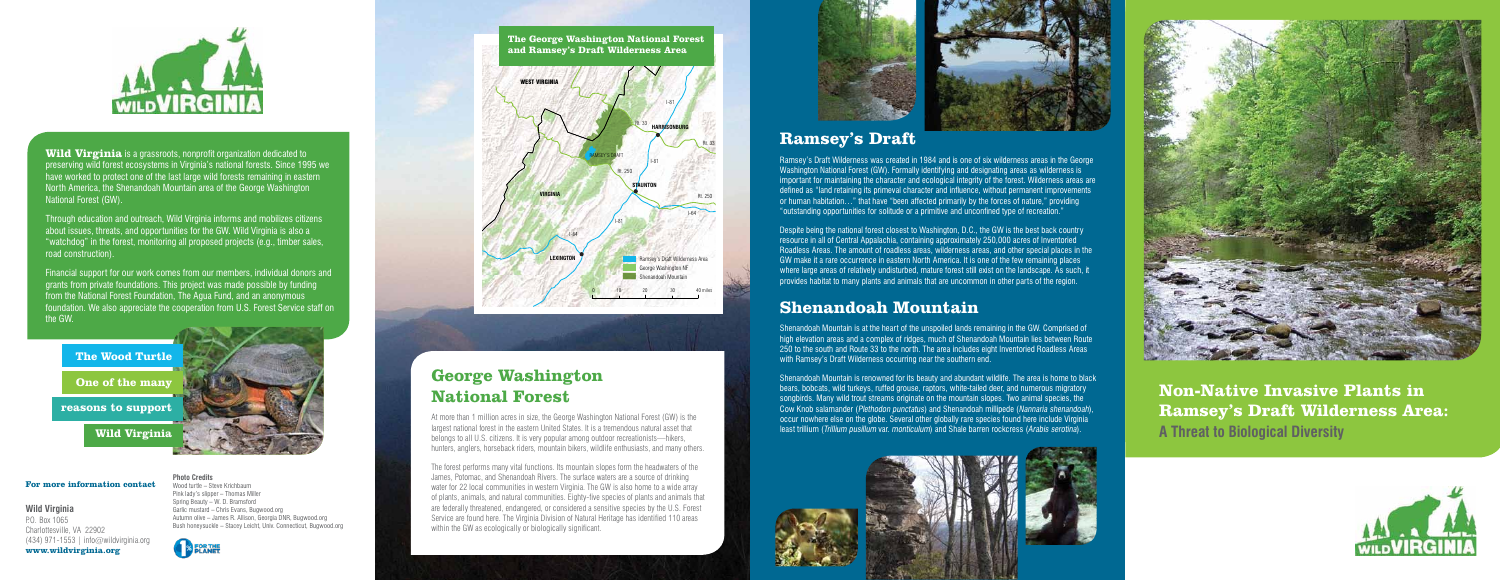**Wild Virginia** is a grassroots, nonprofit organization dedicated to preserving wild forest ecosystems in Virginia's national forests. Since 1995 we have worked to protect one of the last large wild forests remaining in eastern North America, the Shenandoah Mountain area of the George Washington National Forest (GW).

Through education and outreach, Wild Virginia informs and mobilizes citizens about issues, threats, and opportunities for the GW. Wild Virginia is also a "watchdog" in the forest, monitoring all proposed projects (e.g., timber sales, road construction).

Financial support for our work comes from our members, individual donors and grants from private foundations. This project was made possible by funding from the National Forest Foundation, The Agua Fund, and an anonymous foundation. We also appreciate the cooperation from U.S. Forest Service staff on the GW.

**The Wood Turtle**

**One of the many**

**reasons to support**

**Wild Virginia**

**For more information contact**

**Wild Virginia**
P.O. Box 1065
Charlottesville, VA 22902
(434) 971-1553 | info@wildvirginia.org
**www.wildvirginia.org**

**Photo Credits**
Wood turtle – Steve Krichbaum
Pink lady's slipper – Thomas Miller
Spring Beauty – W. D. Bransford
Garlic mustard – Chris Evans, Bugwood.org
Autumn olive – James R. Allison, Georgia DNR, Bugwood.org
Bush honeysuckle – Stacey Leicht, Univ. Connecticut, Bugwood.org

**The George Washington National Forest and Ramsey's Draft Wilderness Area**

WEST VIRGINIA | I-81 | Rt. 33 | HARRISONBURG | Rt. 33 | RAMSEY'S DRAFT | I-81 | Rt. 250 | STAUNTON | Rt. 250 | VIRGINIA | I-64 | I-81 | I-64 | LEXINGTON

Ramsey's Draft Wilderness Area
George Washington NF
Shenandoah Mountain

0 10 20 30 40 miles

## George Washington National Forest

At more than 1 million acres in size, the George Washington National Forest (GW) is the largest national forest in the eastern United States. It is a tremendous natural asset that belongs to all U.S. citizens. It is very popular among outdoor recreationists—hikers, hunters, anglers, horseback riders, mountain bikers, wildlife enthusiasts, and many others.

The forest performs many vital functions. Its mountain slopes form the headwaters of the James, Potomac, and Shenandoah Rivers. The surface waters are a source of drinking water for 22 local communities in western Virginia. The GW is also home to a wide array of plants, animals, and natural communities. Eighty-five species of plants and animals that are federally threatened, endangered, or considered a sensitive species by the U.S. Forest Service are found here. The Virginia Division of Natural Heritage has identified 110 areas within the GW as ecologically or biologically significant.

## Ramsey's Draft

Ramsey's Draft Wilderness was created in 1984 and is one of six wilderness areas in the George Washington National Forest (GW). Formally identifying and designating areas as wilderness is important for maintaining the character and ecological integrity of the forest. Wilderness areas are defined as "land retaining its primeval character and influence, without permanent improvements or human habitation…" that have "been affected primarily by the forces of nature," providing "outstanding opportunities for solitude or a primitive and unconfined type of recreation."

Despite being the national forest closest to Washington, D.C., the GW is the best back country resource in all of Central Appalachia, containing approximately 250,000 acres of Inventoried Roadless Areas. The amount of roadless areas, wilderness areas, and other special places in the GW make it a rare occurrence in eastern North America. It is one of the few remaining places where large areas of relatively undisturbed, mature forest still exist on the landscape. As such, it provides habitat to many plants and animals that are uncommon in other parts of the region.

## Shenandoah Mountain

Shenandoah Mountain is at the heart of the unspoiled lands remaining in the GW. Comprised of high elevation areas and a complex of ridges, much of Shenandoah Mountain lies between Route 250 to the south and Route 33 to the north. The area includes eight Inventoried Roadless Areas with Ramsey's Draft Wilderness occurring near the southern end.

Shenandoah Mountain is renowned for its beauty and abundant wildlife. The area is home to black bears, bobcats, wild turkeys, ruffed grouse, raptors, white-tailed deer, and numerous migratory songbirds. Many wild trout streams originate on the mountain slopes. Two animal species, the Cow Knob salamander (*Plethodon punctatus*) and Shenandoah millipede (*Nannaria shenandoah*), occur nowhere else on the globe. Several other globally rare species found here include Virginia least trillium (*Trillium pusillum* var. *monticulum*) and Shale barren rockcress (*Arabis serotina*).

# Non-Native Invasive Plants in Ramsey's Draft Wilderness Area:

## A Threat to Biological Diversity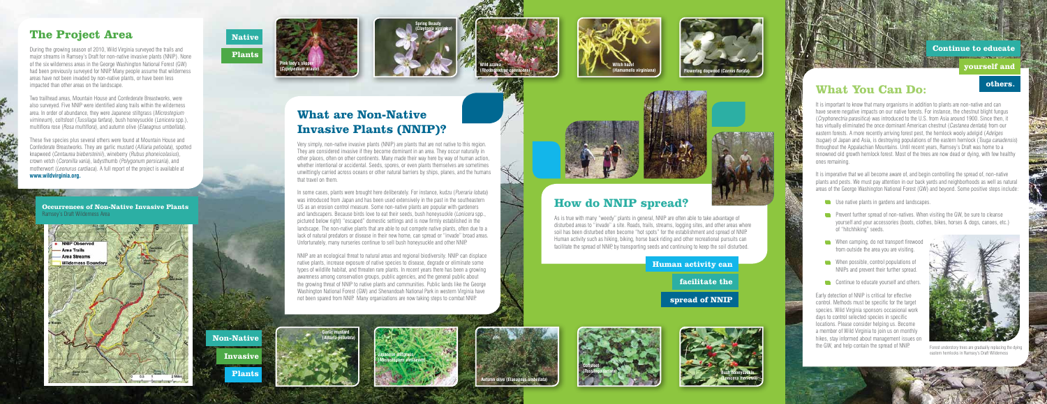## The Project Area

During the growing season of 2010, Wild Virginia surveyed the trails and major streams in Ramsey's Draft for non-native invasive plants (NNIP). None of the six wilderness areas in the George Washington National Forest (GW) had been previously surveyed for NNIP. Many people assume that wilderness areas have not been invaded by non-native plants, or have been less impacted than other areas on the landscape.

Two trailhead areas, Mountain House and Confederate Breastworks, were also surveyed. Five NNIP were identified along trails within the wilderness area. In order of abundance, they were Japanese stiltgrass (*Microstegium vimineum*), coltsfoot (*Tussilaga farfara*), bush honeysuckle (*Lonicera* spp.), multiflora rose (*Rosa multiflora*), and autumn olive (*Elaeagnus umbellata*).

These five species plus several others were found at Mountain House and Confederate Breastworks. They are garlic mustard (*Alliaria petiolata*), spotted knapweed (*Centaurea biebersteinii*), wineberry (*Rubus phoenicolasius*), crown vetch (*Coronilla varia*), ladysthumb (*Polygonum persicaria*), and motherwort (*Leonurus cardiaca*). A full report of the project is available at **www.wildvirginia.org.**

**Occurrences of Non-Native Invasive Plants**
Ramsey's Draft Wilderness Area

NNIP Observed
Area Trails
Area Streams
Wilderness Boundary

0 0.5 1 2 Miles

**Native Plants**

Pink lady's slipper (*Cypripedium acaule*)

Spring Beauty (*Claytonia virginica*)

Wild azalea (*Rhododendron canescens*)

Witch hazel (*Hamamelis virginiana*)

Flowering dogwood (*Cornus florida*)

## What are Non-Native Invasive Plants (NNIP)?

Very simply, non-native invasive plants (NNIP) are plants that are not native to this region. They are considered invasive if they become dominant in an area. They occur naturally in other places, often on other continents. Many made their way here by way of human action, whether intentional or accidental. Seeds, spores, or even plants themselves are sometimes unwittingly carried across oceans or other natural barriers by ships, planes, and the humans that travel on them.

In some cases, plants were brought here deliberately. For instance, kudzu (*Pueraria lobata*) was introduced from Japan and has been used extensively in the past in the southeastern US as an erosion control measure. Some non-native plants are popular with gardeners and landscapers. Because birds love to eat their seeds, bush honeysuckle (*Lonicera* spp., pictured below right) "escaped" domestic settings and is now firmly established in the landscape. The non-native plants that are able to out compete native plants, often due to a lack of natural predators or disease in their new home, can spread or "invade" broad areas. Unfortunately, many nurseries continue to sell bush honeysuckle and other NNIP.

NNIP are an ecological threat to natural areas and regional biodiversity. NNIP can displace native plants, increase exposure of native species to disease, degrade or eliminate some types of wildlife habitat, and threaten rare plants. In recent years there has been a growing awareness among conservation groups, public agencies, and the general public about the growing threat of NNIP to native plants and communities. Public lands like the George Washington National Forest (GW) and Shenandoah National Park in western Virginia have not been spared from NNIP. Many organizations are now taking steps to combat NNIP.

**Non-Native Invasive Plants**

Garlic mustard (*Alliaria petiolata*)

Japanese stiltgrass (*Microstegium vimineum*)

Autumn olive (*Elaeagnus umbellata*)

Coltsfoot (*Tussilago farfara*)

Bush honeysuckle (*Lonicera morrowii*)

## How do NNIP spread?

As is true with many "weedy" plants in general, NNIP are often able to take advantage of disturbed areas to "invade" a site. Roads, trails, streams, logging sites, and other areas where soil has been disturbed often become "hot spots" for the establishment and spread of NNIP. Human activity such as hiking, biking, horse back riding and other recreational pursuits can facilitate the spread of NNIP, by transporting seeds and continuing to keep the soil disturbed.

**Human activity can facilitate the spread of NNIP**

**Continue to educate yourself and others.**

## What You Can Do:

It is important to know that many organisms in addition to plants are non-native and can have severe negative impacts on our native forests. For instance, the chestnut blight fungus (*Cryphonectria parasitica*) was introduced to the U.S. from Asia around 1900. Since then, it has virtually eliminated the once dominant American chestnut (*Castanea dentata*) from our eastern forests. A more recently arriving forest pest, the hemlock wooly adelgid (*Adelges tsugae*) of Japan and Asia, is destroying populations of the eastern hemlock (*Tsuga canadensis*) throughout the Appalachian Mountains. Until recent years, Ramsey's Draft was home to a renowned old growth hemlock forest. Most of the trees are now dead or dying, with few healthy ones remaining.

It is imperative that we all become aware of, and begin controlling the spread of, non-native plants and pests. We must pay attention in our back yards and neighborhoods as well as natural areas of the George Washington National Forest (GW) and beyond. Some positive steps include:

- Use native plants in gardens and landscapes.
- Prevent further spread of non-natives. When visiting the GW, be sure to cleanse yourself and your accessories (boots, clothes, bikes, horses & dogs, canoes, etc.) of "hitchhiking" seeds.
- When camping, do not transport firewood from outside the area you are visiting.
- When possible, control populations of NNIPs and prevent their further spread.
- Continue to educate yourself and others.

Early detection of NNIP is critical for effective control. Methods must be specific for the target species. Wild Virginia sponsors occasional work days to control selected species in specific locations. Please consider helping us. Become a member of Wild Virginia to join us on monthly hikes, stay informed about management issues on the GW, and help contain the spread of NNIP.

Forest understory trees are gradually replacing the dying eastern hemlocks in Ramsey's Draft Wilderness